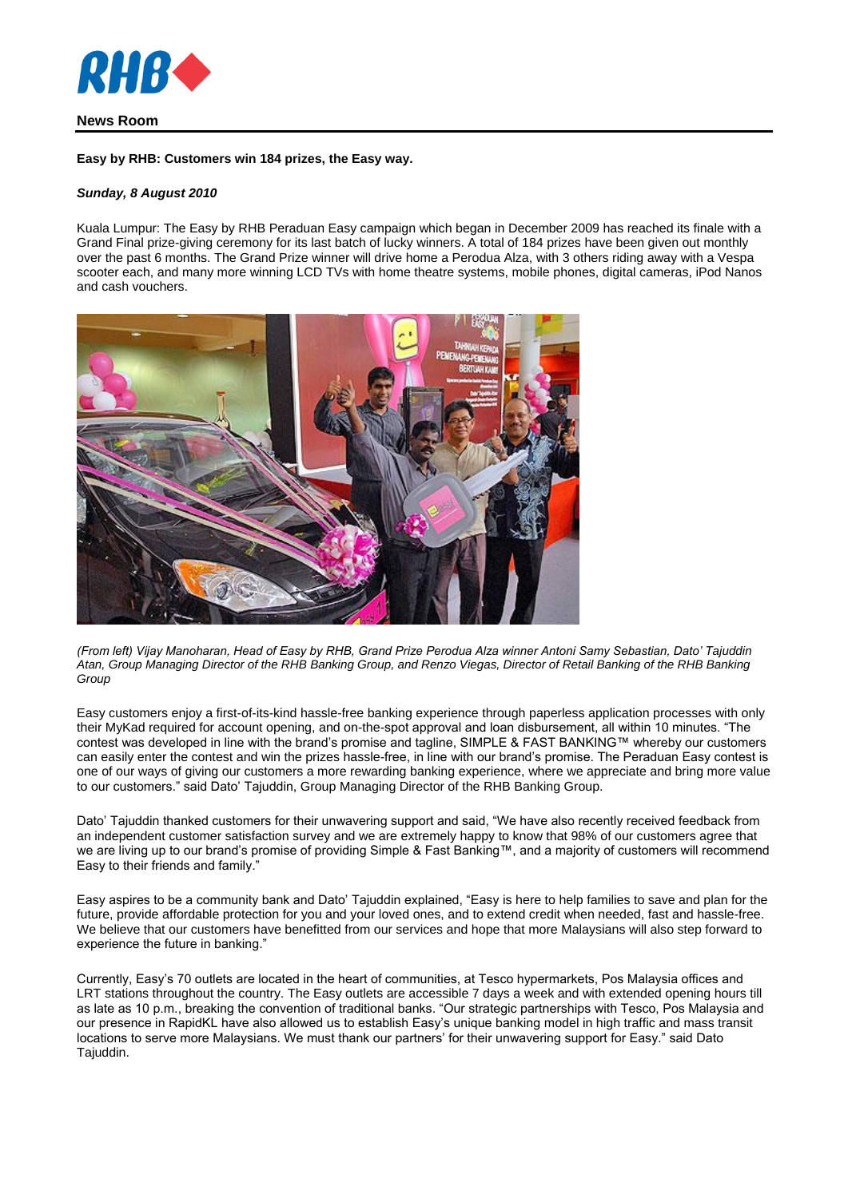**News Room**

**Easy by RHB: Customers win 184 prizes, the Easy way.**

***Sunday, 8 August 2010***

Kuala Lumpur: The Easy by RHB Peraduan Easy campaign which began in December 2009 has reached its finale with a Grand Final prize-giving ceremony for its last batch of lucky winners. A total of 184 prizes have been given out monthly over the past 6 months. The Grand Prize winner will drive home a Perodua Alza, with 3 others riding away with a Vespa scooter each, and many more winning LCD TVs with home theatre systems, mobile phones, digital cameras, iPod Nanos and cash vouchers.

*(From left) Vijay Manoharan, Head of Easy by RHB, Grand Prize Perodua Alza winner Antoni Samy Sebastian, Dato' Tajuddin Atan, Group Managing Director of the RHB Banking Group, and Renzo Viegas, Director of Retail Banking of the RHB Banking Group*

Easy customers enjoy a first-of-its-kind hassle-free banking experience through paperless application processes with only their MyKad required for account opening, and on-the-spot approval and loan disbursement, all within 10 minutes. "The contest was developed in line with the brand's promise and tagline, SIMPLE & FAST BANKING™ whereby our customers can easily enter the contest and win the prizes hassle-free, in line with our brand's promise. The Peraduan Easy contest is one of our ways of giving our customers a more rewarding banking experience, where we appreciate and bring more value to our customers." said Dato' Tajuddin, Group Managing Director of the RHB Banking Group.

Dato' Tajuddin thanked customers for their unwavering support and said, "We have also recently received feedback from an independent customer satisfaction survey and we are extremely happy to know that 98% of our customers agree that we are living up to our brand's promise of providing Simple & Fast Banking™, and a majority of customers will recommend Easy to their friends and family."

Easy aspires to be a community bank and Dato' Tajuddin explained, "Easy is here to help families to save and plan for the future, provide affordable protection for you and your loved ones, and to extend credit when needed, fast and hassle-free. We believe that our customers have benefitted from our services and hope that more Malaysians will also step forward to experience the future in banking."

Currently, Easy's 70 outlets are located in the heart of communities, at Tesco hypermarkets, Pos Malaysia offices and LRT stations throughout the country. The Easy outlets are accessible 7 days a week and with extended opening hours till as late as 10 p.m., breaking the convention of traditional banks. "Our strategic partnerships with Tesco, Pos Malaysia and our presence in RapidKL have also allowed us to establish Easy's unique banking model in high traffic and mass transit locations to serve more Malaysians. We must thank our partners' for their unwavering support for Easy." said Dato Tajuddin.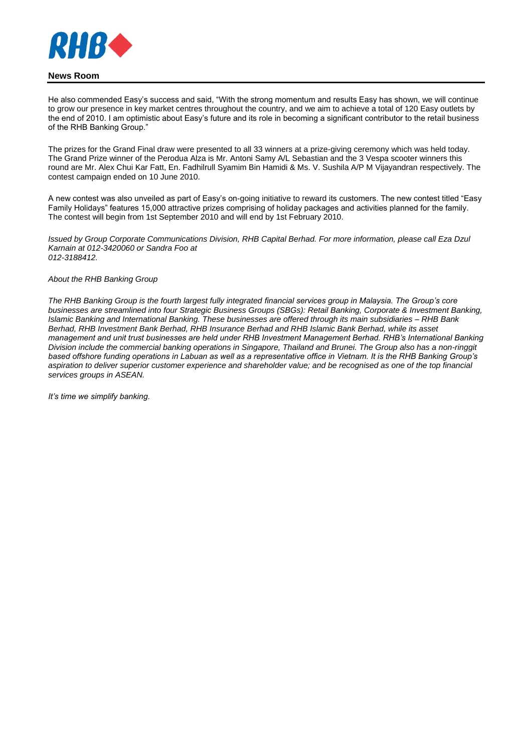**News Room**

He also commended Easy's success and said, "With the strong momentum and results Easy has shown, we will continue to grow our presence in key market centres throughout the country, and we aim to achieve a total of 120 Easy outlets by the end of 2010. I am optimistic about Easy's future and its role in becoming a significant contributor to the retail business of the RHB Banking Group."

The prizes for the Grand Final draw were presented to all 33 winners at a prize-giving ceremony which was held today. The Grand Prize winner of the Perodua Alza is Mr. Antoni Samy A/L Sebastian and the 3 Vespa scooter winners this round are Mr. Alex Chui Kar Fatt, En. Fadhilrull Syamim Bin Hamidi & Ms. V. Sushila A/P M Vijayandran respectively. The contest campaign ended on 10 June 2010.

A new contest was also unveiled as part of Easy's on-going initiative to reward its customers. The new contest titled "Easy Family Holidays" features 15,000 attractive prizes comprising of holiday packages and activities planned for the family. The contest will begin from 1st September 2010 and will end by 1st February 2010.

*Issued by Group Corporate Communications Division, RHB Capital Berhad. For more information, please call Eza Dzul Karnain at 012-3420060 or Sandra Foo at 012-3188412.*

*About the RHB Banking Group*

*The RHB Banking Group is the fourth largest fully integrated financial services group in Malaysia. The Group's core businesses are streamlined into four Strategic Business Groups (SBGs): Retail Banking, Corporate & Investment Banking, Islamic Banking and International Banking. These businesses are offered through its main subsidiaries – RHB Bank Berhad, RHB Investment Bank Berhad, RHB Insurance Berhad and RHB Islamic Bank Berhad, while its asset management and unit trust businesses are held under RHB Investment Management Berhad. RHB's International Banking Division include the commercial banking operations in Singapore, Thailand and Brunei. The Group also has a non-ringgit based offshore funding operations in Labuan as well as a representative office in Vietnam. It is the RHB Banking Group's aspiration to deliver superior customer experience and shareholder value; and be recognised as one of the top financial services groups in ASEAN.*

*It's time we simplify banking.*